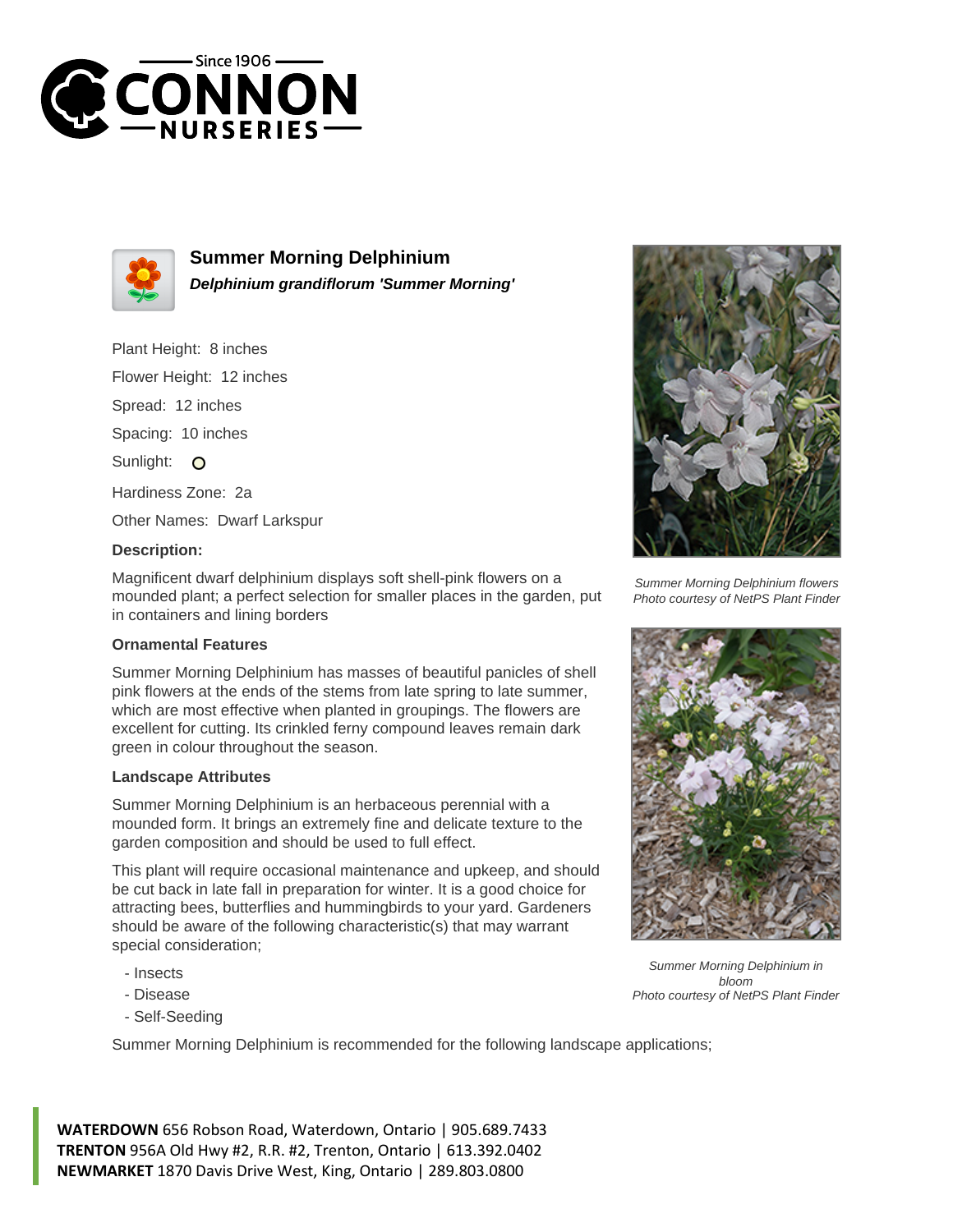# Summer Morning Delphinium

***Delphinium grandiflorum 'Summer Morning'***

Plant Height: 8 inches

Flower Height: 12 inches

Spread: 12 inches

Spacing: 10 inches

Sunlight: O

Hardiness Zone: 2a

Other Names: Dwarf Larkspur

### Description:

Magnificent dwarf delphinium displays soft shell-pink flowers on a mounded plant; a perfect selection for smaller places in the garden, put in containers and lining borders

### Ornamental Features

Summer Morning Delphinium has masses of beautiful panicles of shell pink flowers at the ends of the stems from late spring to late summer, which are most effective when planted in groupings. The flowers are excellent for cutting. Its crinkled ferny compound leaves remain dark green in colour throughout the season.

### Landscape Attributes

Summer Morning Delphinium is an herbaceous perennial with a mounded form. It brings an extremely fine and delicate texture to the garden composition and should be used to full effect.

This plant will require occasional maintenance and upkeep, and should be cut back in late fall in preparation for winter. It is a good choice for attracting bees, butterflies and hummingbirds to your yard. Gardeners should be aware of the following characteristic(s) that may warrant special consideration;

- Insects
- Disease
- Self-Seeding

Summer Morning Delphinium is recommended for the following landscape applications;

*Summer Morning Delphinium flowers*
*Photo courtesy of NetPS Plant Finder*

*Summer Morning Delphinium in bloom*
*Photo courtesy of NetPS Plant Finder*

**WATERDOWN** 656 Robson Road, Waterdown, Ontario | 905.689.7433
**TRENTON** 956A Old Hwy #2, R.R. #2, Trenton, Ontario | 613.392.0402
**NEWMARKET** 1870 Davis Drive West, King, Ontario | 289.803.0800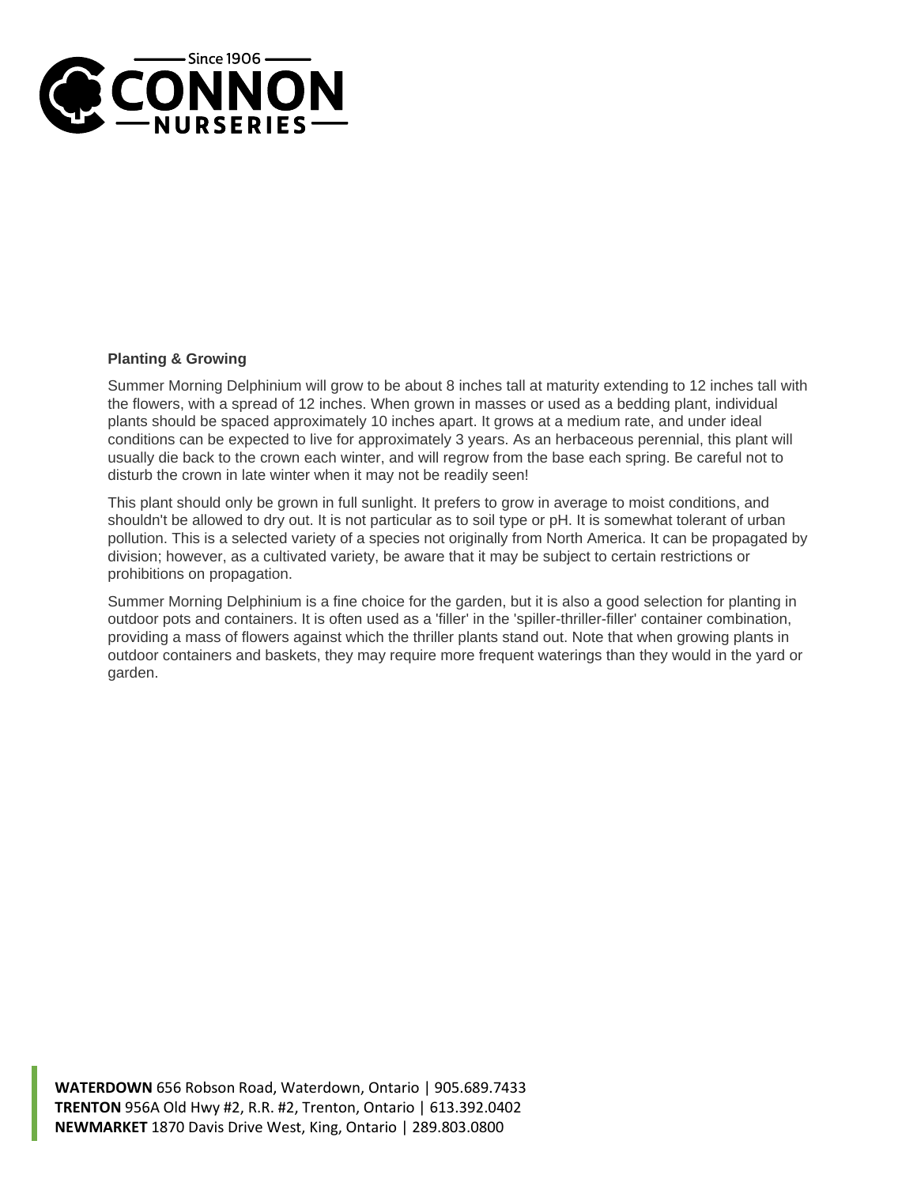### Planting & Growing

Summer Morning Delphinium will grow to be about 8 inches tall at maturity extending to 12 inches tall with the flowers, with a spread of 12 inches. When grown in masses or used as a bedding plant, individual plants should be spaced approximately 10 inches apart. It grows at a medium rate, and under ideal conditions can be expected to live for approximately 3 years. As an herbaceous perennial, this plant will usually die back to the crown each winter, and will regrow from the base each spring. Be careful not to disturb the crown in late winter when it may not be readily seen!

This plant should only be grown in full sunlight. It prefers to grow in average to moist conditions, and shouldn't be allowed to dry out. It is not particular as to soil type or pH. It is somewhat tolerant of urban pollution. This is a selected variety of a species not originally from North America. It can be propagated by division; however, as a cultivated variety, be aware that it may be subject to certain restrictions or prohibitions on propagation.

Summer Morning Delphinium is a fine choice for the garden, but it is also a good selection for planting in outdoor pots and containers. It is often used as a 'filler' in the 'spiller-thriller-filler' container combination, providing a mass of flowers against which the thriller plants stand out. Note that when growing plants in outdoor containers and baskets, they may require more frequent waterings than they would in the yard or garden.